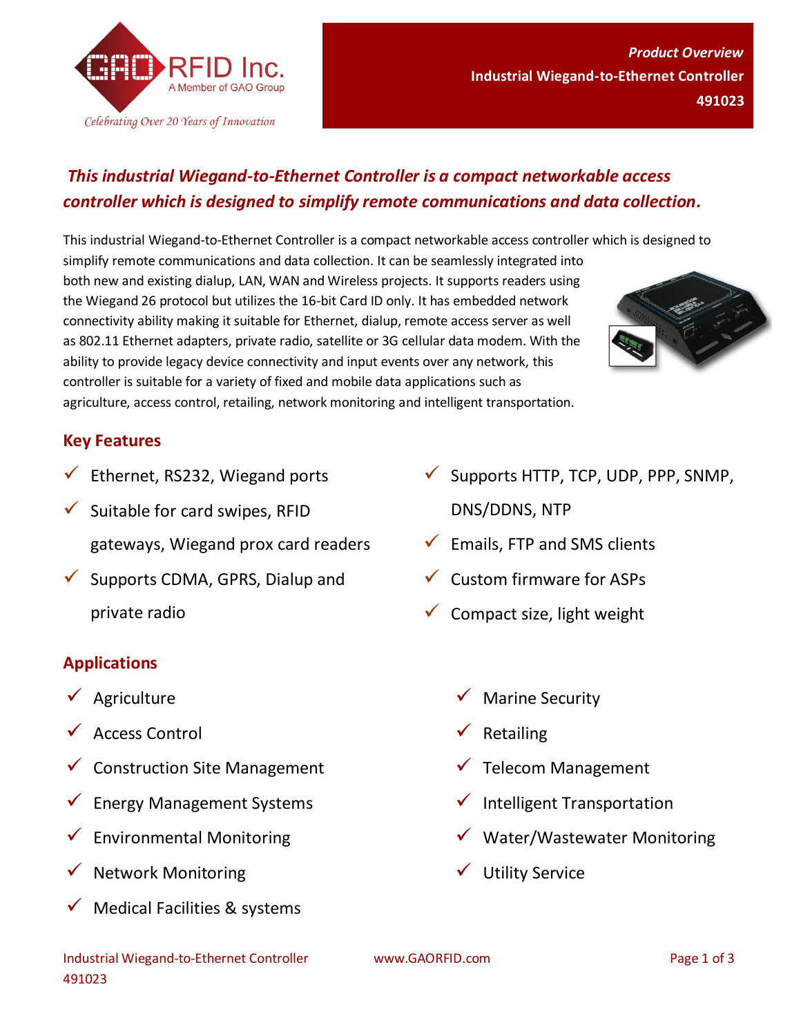GAO RFID Inc.
A Member of GAO Group
*Celebrating Over 20 Years of Innovation*

***Product Overview***
**Industrial Wiegand-to-Ethernet Controller**
**491023**

***This industrial Wiegand-to-Ethernet Controller is a compact networkable access controller which is designed to simplify remote communications and data collection.***

This industrial Wiegand-to-Ethernet Controller is a compact networkable access controller which is designed to simplify remote communications and data collection. It can be seamlessly integrated into both new and existing dialup, LAN, WAN and Wireless projects. It supports readers using the Wiegand 26 protocol but utilizes the 16-bit Card ID only. It has embedded network connectivity ability making it suitable for Ethernet, dialup, remote access server as well as 802.11 Ethernet adapters, private radio, satellite or 3G cellular data modem. With the ability to provide legacy device connectivity and input events over any network, this controller is suitable for a variety of fixed and mobile data applications such as agriculture, access control, retailing, network monitoring and intelligent transportation.

## Key Features

- ✓ Ethernet, RS232, Wiegand ports
- ✓ Suitable for card swipes, RFID gateways, Wiegand prox card readers
- ✓ Supports CDMA, GPRS, Dialup and private radio
- ✓ Supports HTTP, TCP, UDP, PPP, SNMP, DNS/DDNS, NTP
- ✓ Emails, FTP and SMS clients
- ✓ Custom firmware for ASPs
- ✓ Compact size, light weight

## Applications

- ✓ Agriculture
- ✓ Access Control
- ✓ Construction Site Management
- ✓ Energy Management Systems
- ✓ Environmental Monitoring
- ✓ Network Monitoring
- ✓ Medical Facilities & systems
- ✓ Marine Security
- ✓ Retailing
- ✓ Telecom Management
- ✓ Intelligent Transportation
- ✓ Water/Wastewater Monitoring
- ✓ Utility Service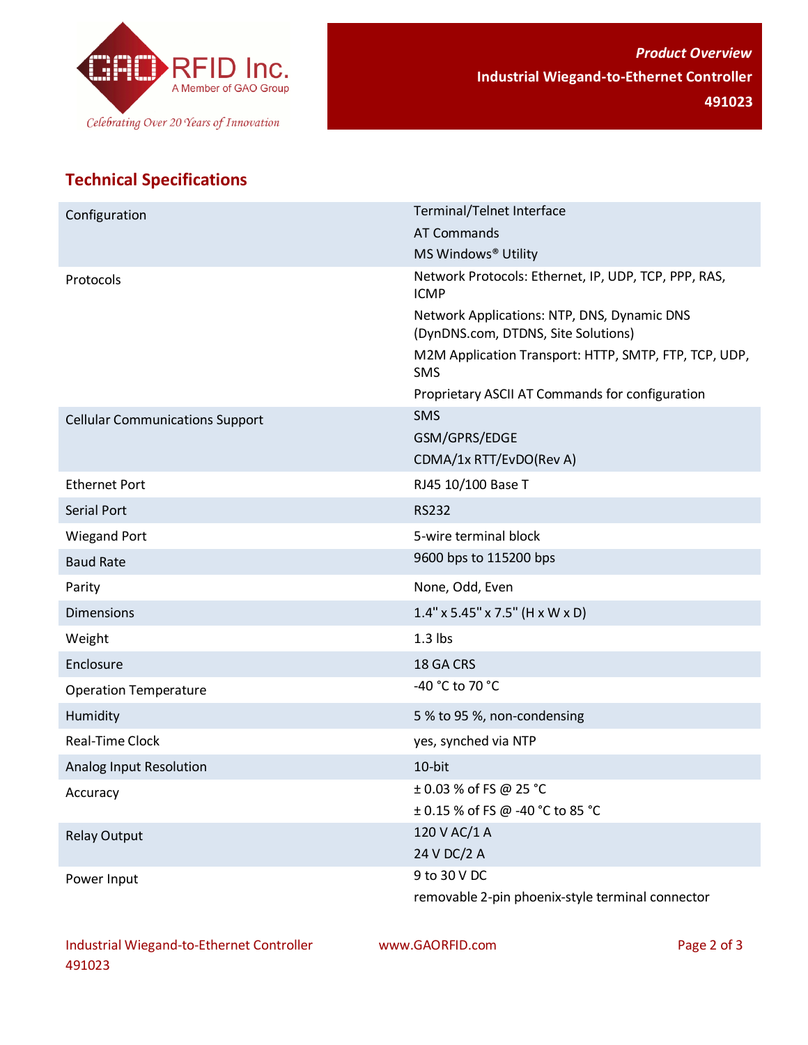## Technical Specifications

| Specification | Value |
|---|---|
| Configuration | Terminal/Telnet Interface<br>AT Commands<br>MS Windows® Utility |
| Protocols | Network Protocols: Ethernet, IP, UDP, TCP, PPP, RAS, ICMP<br>Network Applications: NTP, DNS, Dynamic DNS (DynDNS.com, DTDNS, Site Solutions)<br>M2M Application Transport: HTTP, SMTP, FTP, TCP, UDP, SMS<br>Proprietary ASCII AT Commands for configuration |
| Cellular Communications Support | SMS<br>GSM/GPRS/EDGE<br>CDMA/1x RTT/EvDO(Rev A) |
| Ethernet Port | RJ45 10/100 Base T |
| Serial Port | RS232 |
| Wiegand Port | 5-wire terminal block |
| Baud Rate | 9600 bps to 115200 bps |
| Parity | None, Odd, Even |
| Dimensions | 1.4" x 5.45" x 7.5" (H x W x D) |
| Weight | 1.3 lbs |
| Enclosure | 18 GA CRS |
| Operation Temperature | -40 °C to 70 °C |
| Humidity | 5 % to 95 %, non-condensing |
| Real-Time Clock | yes, synched via NTP |
| Analog Input Resolution | 10-bit |
| Accuracy | ± 0.03 % of FS @ 25 °C<br>± 0.15 % of FS @ -40 °C to 85 °C |
| Relay Output | 120 V AC/1 A<br>24 V DC/2 A |
| Power Input | 9 to 30 V DC<br>removable 2-pin phoenix-style terminal connector |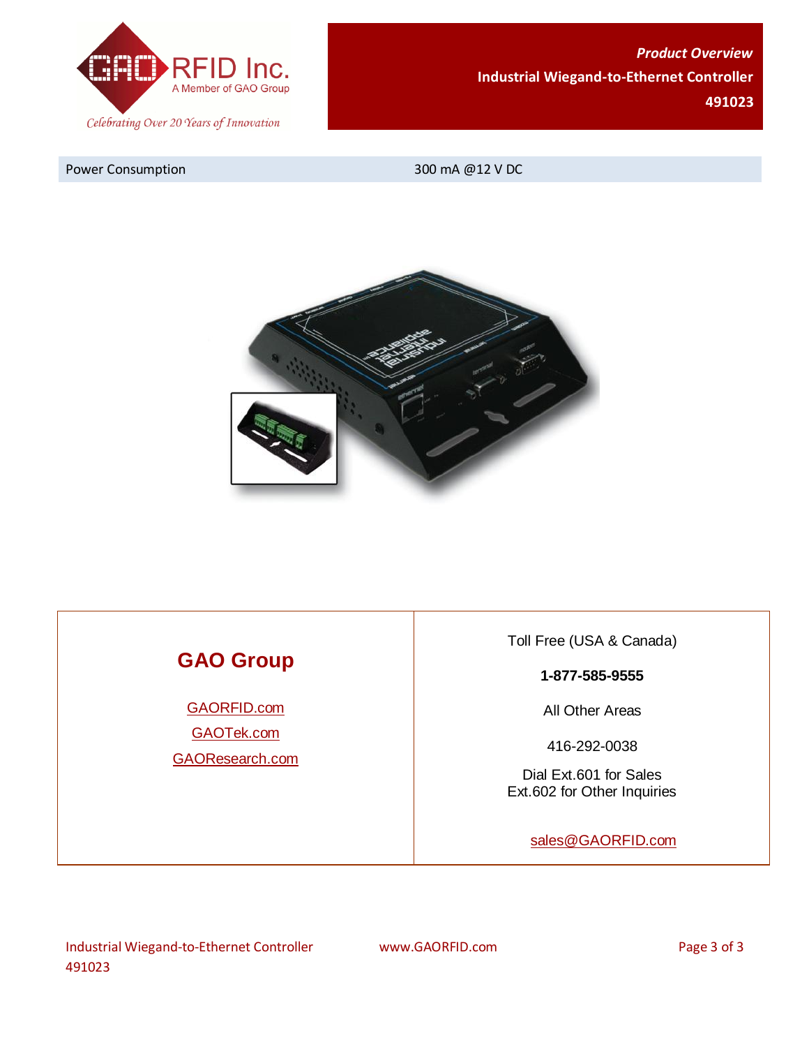| | |
|---|---|
| Power Consumption | 300 mA @12 V DC |

| | |
|---|---|
| **GAO Group**<br><br>GAORFID.com<br>GAOTek.com<br>GAOResearch.com | Toll Free (USA & Canada)<br><br>**1-877-585-9555**<br><br>All Other Areas<br><br>416-292-0038<br><br>Dial Ext.601 for Sales<br>Ext.602 for Other Inquiries<br><br>sales@GAORFID.com |